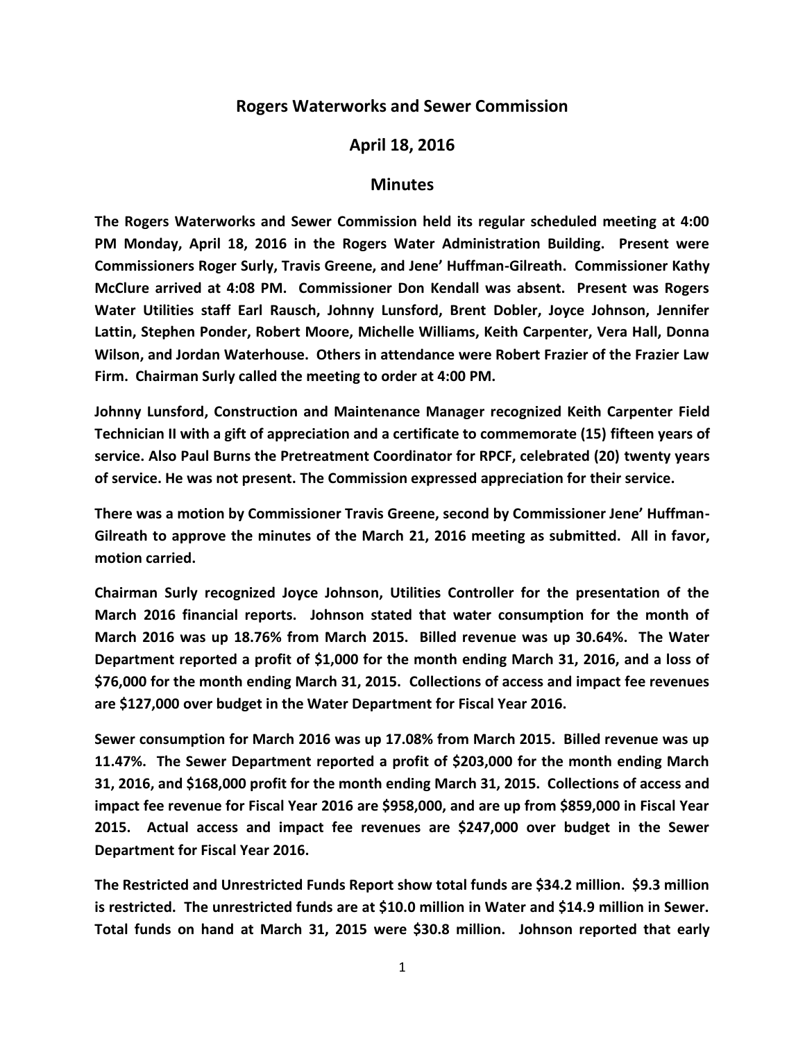# Rogers Waterworks and Sewer Commission

## April 18, 2016

## Minutes

**The Rogers Waterworks and Sewer Commission held its regular scheduled meeting at 4:00 PM Monday, April 18, 2016 in the Rogers Water Administration Building. Present were Commissioners Roger Surly, Travis Greene, and Jene' Huffman-Gilreath. Commissioner Kathy McClure arrived at 4:08 PM. Commissioner Don Kendall was absent. Present was Rogers Water Utilities staff Earl Rausch, Johnny Lunsford, Brent Dobler, Joyce Johnson, Jennifer Lattin, Stephen Ponder, Robert Moore, Michelle Williams, Keith Carpenter, Vera Hall, Donna Wilson, and Jordan Waterhouse. Others in attendance were Robert Frazier of the Frazier Law Firm. Chairman Surly called the meeting to order at 4:00 PM.**

**Johnny Lunsford, Construction and Maintenance Manager recognized Keith Carpenter Field Technician II with a gift of appreciation and a certificate to commemorate (15) fifteen years of service. Also Paul Burns the Pretreatment Coordinator for RPCF, celebrated (20) twenty years of service. He was not present. The Commission expressed appreciation for their service.**

**There was a motion by Commissioner Travis Greene, second by Commissioner Jene' Huffman-Gilreath to approve the minutes of the March 21, 2016 meeting as submitted. All in favor, motion carried.**

**Chairman Surly recognized Joyce Johnson, Utilities Controller for the presentation of the March 2016 financial reports. Johnson stated that water consumption for the month of March 2016 was up 18.76% from March 2015. Billed revenue was up 30.64%. The Water Department reported a profit of $1,000 for the month ending March 31, 2016, and a loss of $76,000 for the month ending March 31, 2015. Collections of access and impact fee revenues are $127,000 over budget in the Water Department for Fiscal Year 2016.**

**Sewer consumption for March 2016 was up 17.08% from March 2015. Billed revenue was up 11.47%. The Sewer Department reported a profit of $203,000 for the month ending March 31, 2016, and $168,000 profit for the month ending March 31, 2015. Collections of access and impact fee revenue for Fiscal Year 2016 are $958,000, and are up from $859,000 in Fiscal Year 2015. Actual access and impact fee revenues are $247,000 over budget in the Sewer Department for Fiscal Year 2016.**

**The Restricted and Unrestricted Funds Report show total funds are $34.2 million. $9.3 million is restricted. The unrestricted funds are at $10.0 million in Water and $14.9 million in Sewer. Total funds on hand at March 31, 2015 were $30.8 million. Johnson reported that early**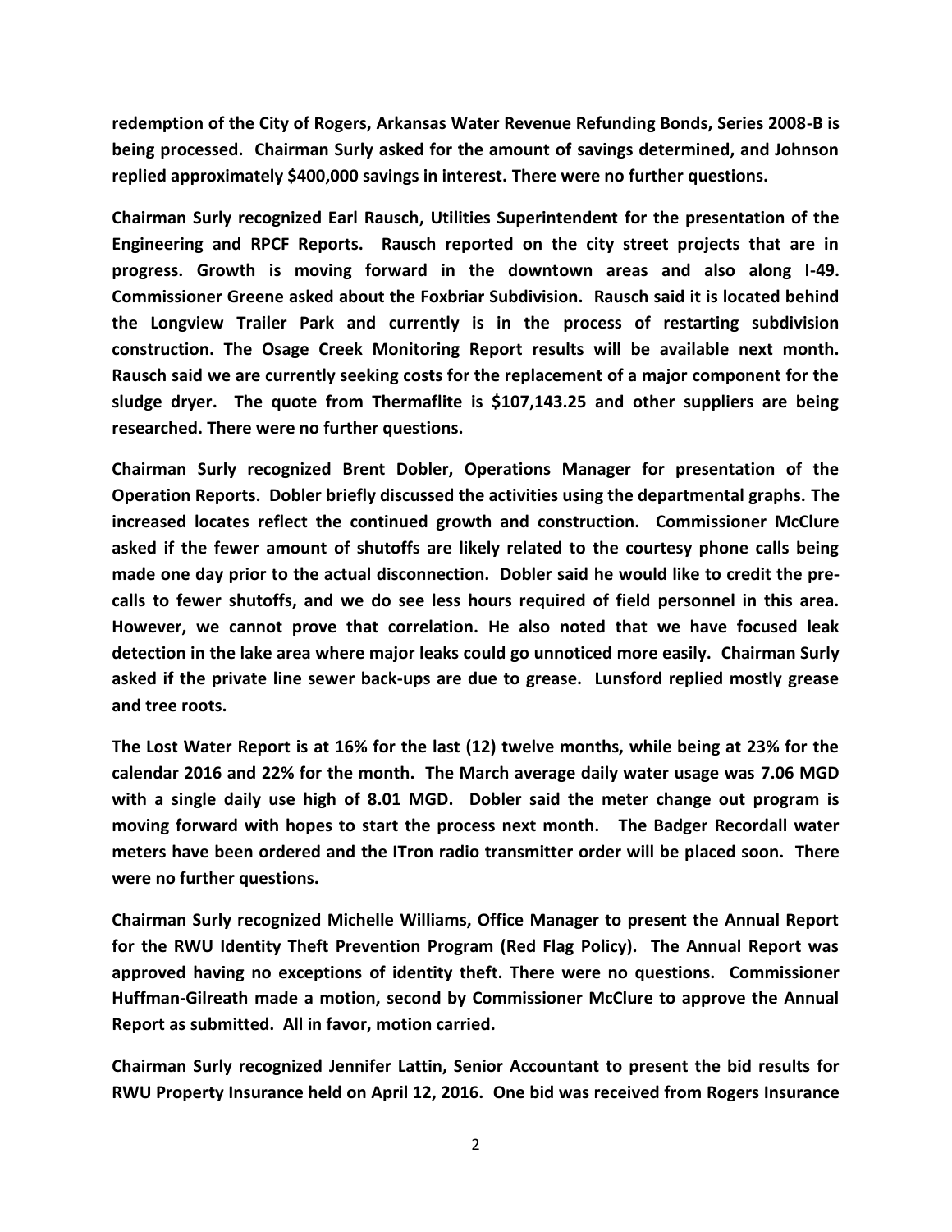**redemption of the City of Rogers, Arkansas Water Revenue Refunding Bonds, Series 2008-B is being processed. Chairman Surly asked for the amount of savings determined, and Johnson replied approximately $400,000 savings in interest. There were no further questions.**

**Chairman Surly recognized Earl Rausch, Utilities Superintendent for the presentation of the Engineering and RPCF Reports. Rausch reported on the city street projects that are in progress. Growth is moving forward in the downtown areas and also along I-49. Commissioner Greene asked about the Foxbriar Subdivision. Rausch said it is located behind the Longview Trailer Park and currently is in the process of restarting subdivision construction. The Osage Creek Monitoring Report results will be available next month. Rausch said we are currently seeking costs for the replacement of a major component for the sludge dryer. The quote from Thermaflite is $107,143.25 and other suppliers are being researched. There were no further questions.**

**Chairman Surly recognized Brent Dobler, Operations Manager for presentation of the Operation Reports. Dobler briefly discussed the activities using the departmental graphs. The increased locates reflect the continued growth and construction. Commissioner McClure asked if the fewer amount of shutoffs are likely related to the courtesy phone calls being made one day prior to the actual disconnection. Dobler said he would like to credit the pre-calls to fewer shutoffs, and we do see less hours required of field personnel in this area. However, we cannot prove that correlation. He also noted that we have focused leak detection in the lake area where major leaks could go unnoticed more easily. Chairman Surly asked if the private line sewer back-ups are due to grease. Lunsford replied mostly grease and tree roots.**

**The Lost Water Report is at 16% for the last (12) twelve months, while being at 23% for the calendar 2016 and 22% for the month. The March average daily water usage was 7.06 MGD with a single daily use high of 8.01 MGD. Dobler said the meter change out program is moving forward with hopes to start the process next month. The Badger Recordall water meters have been ordered and the ITron radio transmitter order will be placed soon. There were no further questions.**

**Chairman Surly recognized Michelle Williams, Office Manager to present the Annual Report for the RWU Identity Theft Prevention Program (Red Flag Policy). The Annual Report was approved having no exceptions of identity theft. There were no questions. Commissioner Huffman-Gilreath made a motion, second by Commissioner McClure to approve the Annual Report as submitted. All in favor, motion carried.**

**Chairman Surly recognized Jennifer Lattin, Senior Accountant to present the bid results for RWU Property Insurance held on April 12, 2016. One bid was received from Rogers Insurance**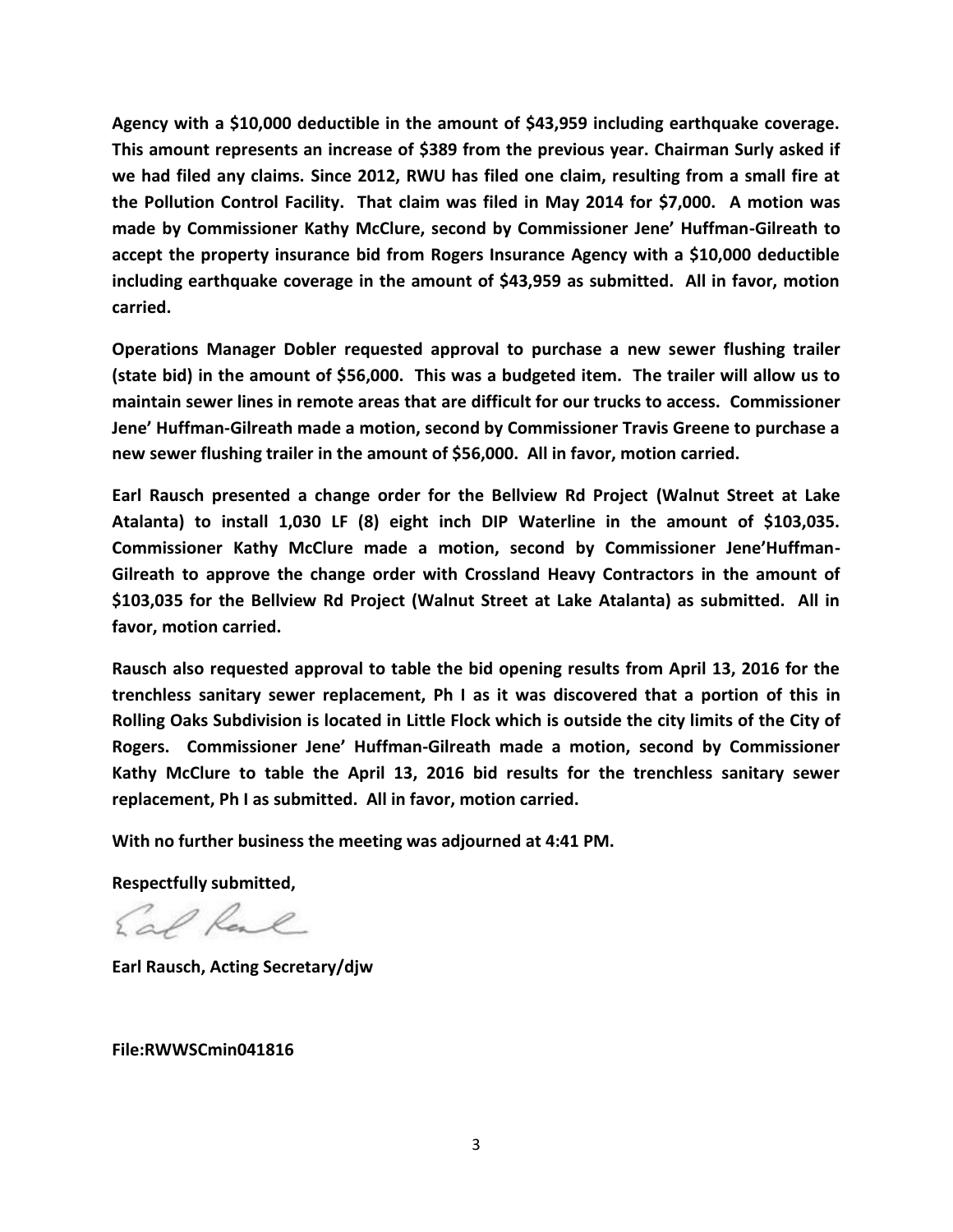**Agency with a $10,000 deductible in the amount of $43,959 including earthquake coverage. This amount represents an increase of $389 from the previous year. Chairman Surly asked if we had filed any claims. Since 2012, RWU has filed one claim, resulting from a small fire at the Pollution Control Facility. That claim was filed in May 2014 for $7,000. A motion was made by Commissioner Kathy McClure, second by Commissioner Jene' Huffman-Gilreath to accept the property insurance bid from Rogers Insurance Agency with a $10,000 deductible including earthquake coverage in the amount of $43,959 as submitted. All in favor, motion carried.**

**Operations Manager Dobler requested approval to purchase a new sewer flushing trailer (state bid) in the amount of $56,000. This was a budgeted item. The trailer will allow us to maintain sewer lines in remote areas that are difficult for our trucks to access. Commissioner Jene' Huffman-Gilreath made a motion, second by Commissioner Travis Greene to purchase a new sewer flushing trailer in the amount of $56,000. All in favor, motion carried.**

**Earl Rausch presented a change order for the Bellview Rd Project (Walnut Street at Lake Atalanta) to install 1,030 LF (8) eight inch DIP Waterline in the amount of $103,035. Commissioner Kathy McClure made a motion, second by Commissioner Jene'Huffman-Gilreath to approve the change order with Crossland Heavy Contractors in the amount of $103,035 for the Bellview Rd Project (Walnut Street at Lake Atalanta) as submitted. All in favor, motion carried.**

**Rausch also requested approval to table the bid opening results from April 13, 2016 for the trenchless sanitary sewer replacement, Ph I as it was discovered that a portion of this in Rolling Oaks Subdivision is located in Little Flock which is outside the city limits of the City of Rogers. Commissioner Jene' Huffman-Gilreath made a motion, second by Commissioner Kathy McClure to table the April 13, 2016 bid results for the trenchless sanitary sewer replacement, Ph I as submitted. All in favor, motion carried.**

**With no further business the meeting was adjourned at 4:41 PM.**

**Respectfully submitted,**

Earl Rausch

**Earl Rausch, Acting Secretary/djw**

**File:RWWSCmin041816**